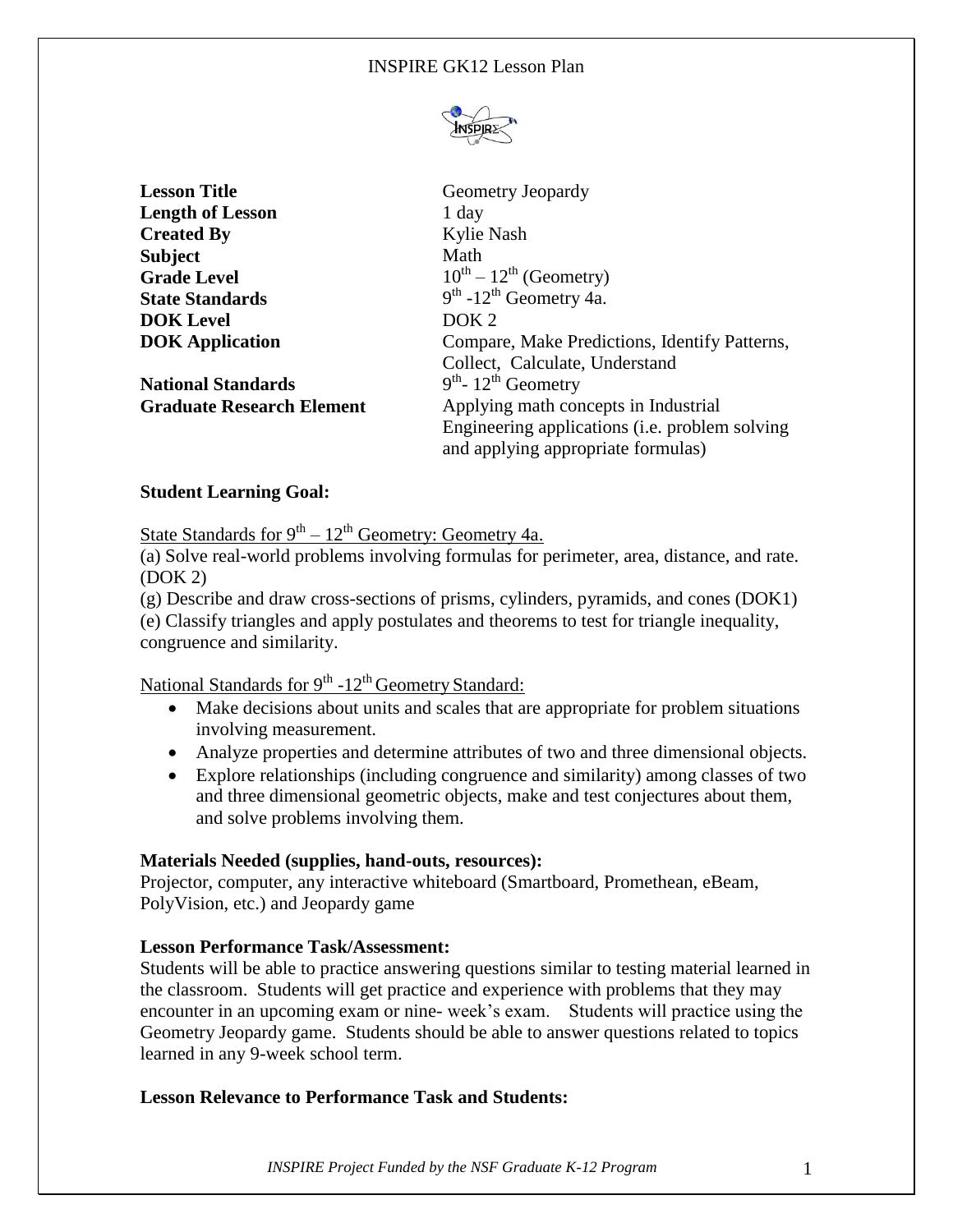# INSPIRE GK12 Lesson Plan

| | |
|---|---|
| **Lesson Title** | Geometry Jeopardy |
| **Length of Lesson** | 1 day |
| **Created By** | Kylie Nash |
| **Subject** | Math |
| **Grade Level** | $10^{th} – 12^{th}$ (Geometry) |
| **State Standards** | $9^{th}$ -$12^{th}$ Geometry 4a. |
| **DOK Level** | DOK 2 |
| **DOK Application** | Compare, Make Predictions, Identify Patterns, Collect, Calculate, Understand |
| **National Standards** | $9^{th}$- $12^{th}$ Geometry |
| **Graduate Research Element** | Applying math concepts in Industrial Engineering applications (i.e. problem solving and applying appropriate formulas) |

**Student Learning Goal:**

State Standards for $9^{th} – 12^{th}$ Geometry: Geometry 4a.

(a) Solve real-world problems involving formulas for perimeter, area, distance, and rate. (DOK 2)

(g) Describe and draw cross-sections of prisms, cylinders, pyramids, and cones (DOK1)

(e) Classify triangles and apply postulates and theorems to test for triangle inequality, congruence and similarity.

National Standards for $9^{th}$ -$12^{th}$ Geometry Standard:

- Make decisions about units and scales that are appropriate for problem situations involving measurement.
- Analyze properties and determine attributes of two and three dimensional objects.
- Explore relationships (including congruence and similarity) among classes of two and three dimensional geometric objects, make and test conjectures about them, and solve problems involving them.

**Materials Needed (supplies, hand-outs, resources):**

Projector, computer, any interactive whiteboard (Smartboard, Promethean, eBeam, PolyVision, etc.) and Jeopardy game

**Lesson Performance Task/Assessment:**

Students will be able to practice answering questions similar to testing material learned in the classroom. Students will get practice and experience with problems that they may encounter in an upcoming exam or nine- week's exam. Students will practice using the Geometry Jeopardy game. Students should be able to answer questions related to topics learned in any 9-week school term.

**Lesson Relevance to Performance Task and Students:**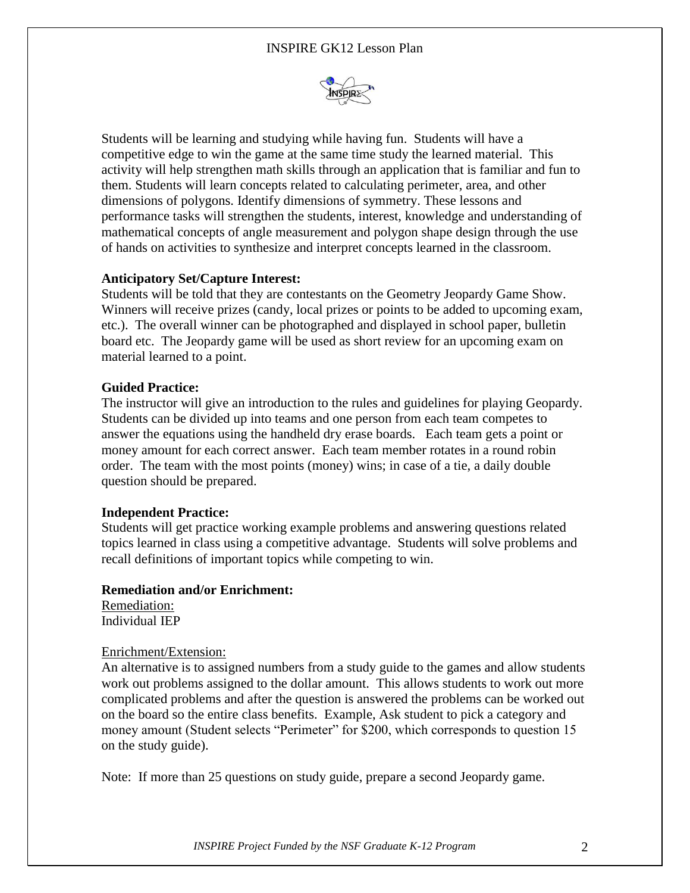Students will be learning and studying while having fun. Students will have a competitive edge to win the game at the same time study the learned material. This activity will help strengthen math skills through an application that is familiar and fun to them. Students will learn concepts related to calculating perimeter, area, and other dimensions of polygons. Identify dimensions of symmetry. These lessons and performance tasks will strengthen the students, interest, knowledge and understanding of mathematical concepts of angle measurement and polygon shape design through the use of hands on activities to synthesize and interpret concepts learned in the classroom.

**Anticipatory Set/Capture Interest:**
Students will be told that they are contestants on the Geometry Jeopardy Game Show. Winners will receive prizes (candy, local prizes or points to be added to upcoming exam, etc.). The overall winner can be photographed and displayed in school paper, bulletin board etc. The Jeopardy game will be used as short review for an upcoming exam on material learned to a point.

**Guided Practice:**
The instructor will give an introduction to the rules and guidelines for playing Geopardy. Students can be divided up into teams and one person from each team competes to answer the equations using the handheld dry erase boards. Each team gets a point or money amount for each correct answer. Each team member rotates in a round robin order. The team with the most points (money) wins; in case of a tie, a daily double question should be prepared.

**Independent Practice:**
Students will get practice working example problems and answering questions related topics learned in class using a competitive advantage. Students will solve problems and recall definitions of important topics while competing to win.

**Remediation and/or Enrichment:**
Remediation:
Individual IEP

Enrichment/Extension:
An alternative is to assigned numbers from a study guide to the games and allow students work out problems assigned to the dollar amount. This allows students to work out more complicated problems and after the question is answered the problems can be worked out on the board so the entire class benefits. Example, Ask student to pick a category and money amount (Student selects "Perimeter" for $200, which corresponds to question 15 on the study guide).

Note: If more than 25 questions on study guide, prepare a second Jeopardy game.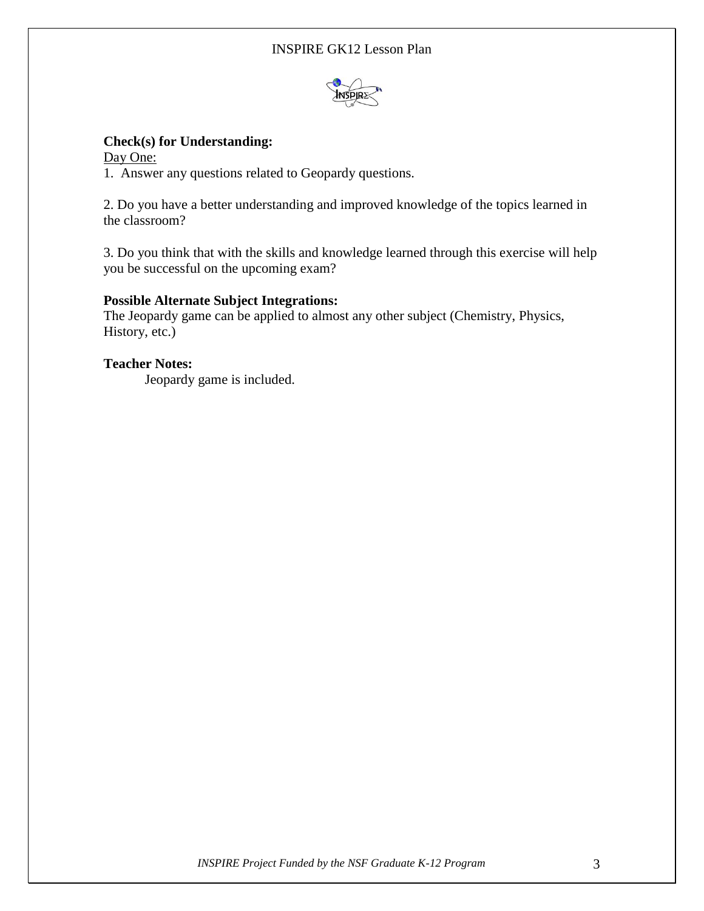**Check(s) for Understanding:**

Day One:

1. Answer any questions related to Geopardy questions.

2. Do you have a better understanding and improved knowledge of the topics learned in the classroom?

3. Do you think that with the skills and knowledge learned through this exercise will help you be successful on the upcoming exam?

**Possible Alternate Subject Integrations:**

The Jeopardy game can be applied to almost any other subject (Chemistry, Physics, History, etc.)

**Teacher Notes:**

Jeopardy game is included.